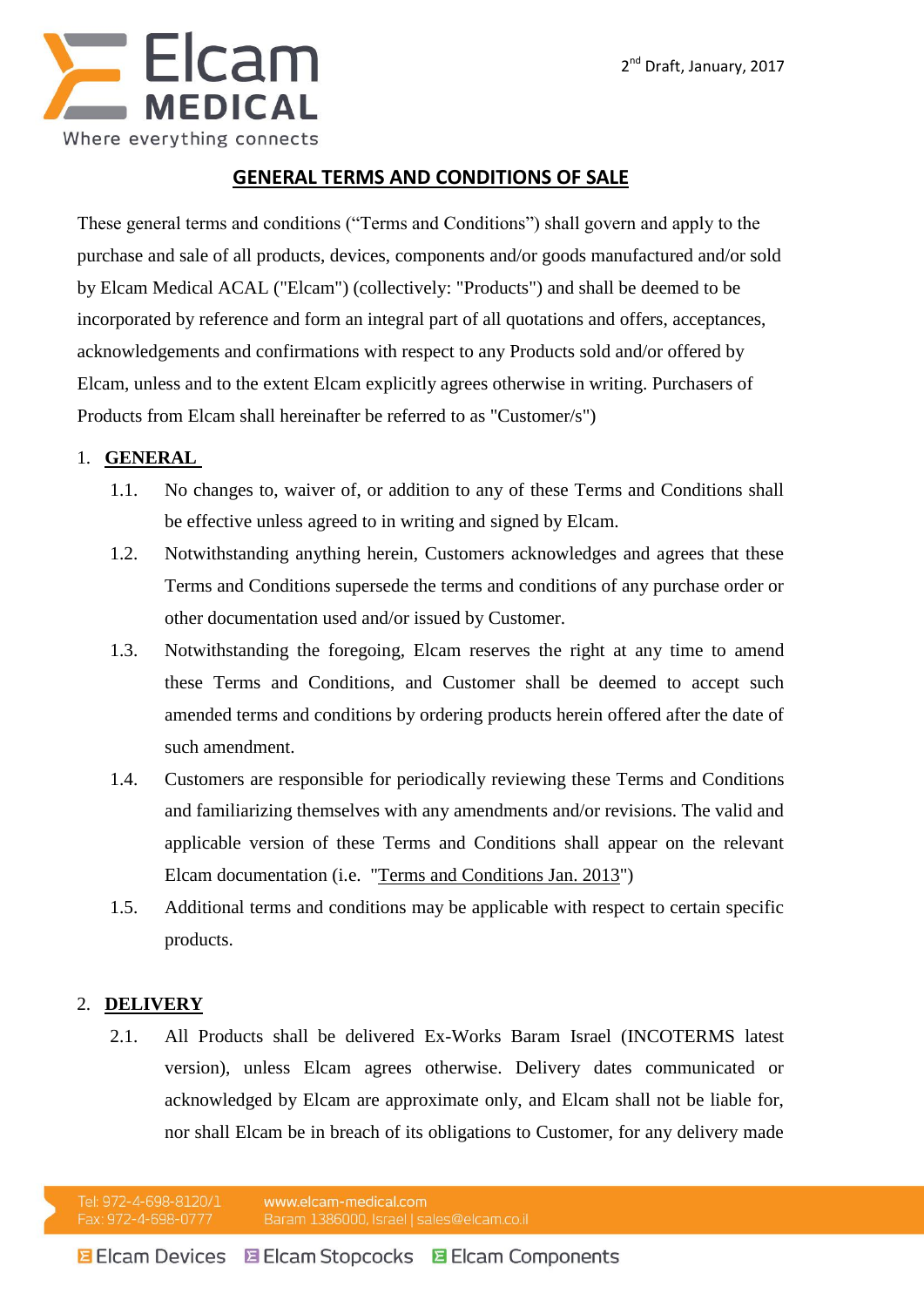2nd Draft, January, 2017

# GENERAL TERMS AND CONDITIONS OF SALE

These general terms and conditions ("Terms and Conditions") shall govern and apply to the purchase and sale of all products, devices, components and/or goods manufactured and/or sold by Elcam Medical ACAL ("Elcam") (collectively: "Products") and shall be deemed to be incorporated by reference and form an integral part of all quotations and offers, acceptances, acknowledgements and confirmations with respect to any Products sold and/or offered by Elcam, unless and to the extent Elcam explicitly agrees otherwise in writing. Purchasers of Products from Elcam shall hereinafter be referred to as "Customer/s")

## 1. GENERAL

1.1. No changes to, waiver of, or addition to any of these Terms and Conditions shall be effective unless agreed to in writing and signed by Elcam.

1.2. Notwithstanding anything herein, Customers acknowledges and agrees that these Terms and Conditions supersede the terms and conditions of any purchase order or other documentation used and/or issued by Customer.

1.3. Notwithstanding the foregoing, Elcam reserves the right at any time to amend these Terms and Conditions, and Customer shall be deemed to accept such amended terms and conditions by ordering products herein offered after the date of such amendment.

1.4. Customers are responsible for periodically reviewing these Terms and Conditions and familiarizing themselves with any amendments and/or revisions. The valid and applicable version of these Terms and Conditions shall appear on the relevant Elcam documentation (i.e. "Terms and Conditions Jan. 2013")

1.5. Additional terms and conditions may be applicable with respect to certain specific products.

## 2. DELIVERY

2.1. All Products shall be delivered Ex-Works Baram Israel (INCOTERMS latest version), unless Elcam agrees otherwise. Delivery dates communicated or acknowledged by Elcam are approximate only, and Elcam shall not be liable for, nor shall Elcam be in breach of its obligations to Customer, for any delivery made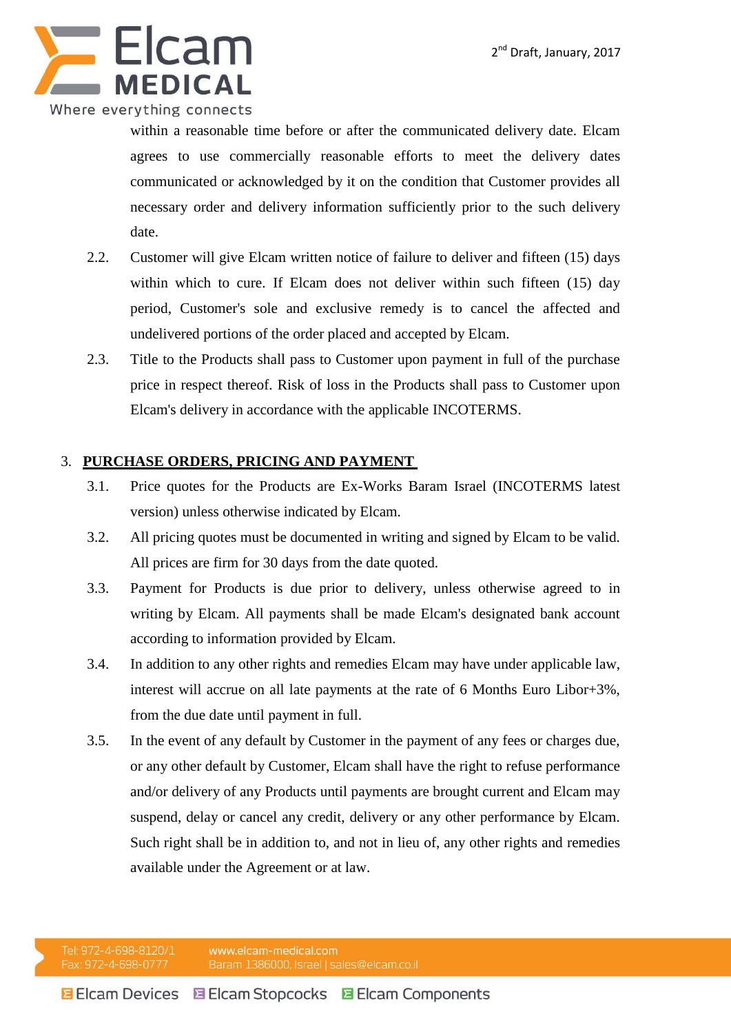within a reasonable time before or after the communicated delivery date. Elcam agrees to use commercially reasonable efforts to meet the delivery dates communicated or acknowledged by it on the condition that Customer provides all necessary order and delivery information sufficiently prior to the such delivery date.

2.2. Customer will give Elcam written notice of failure to deliver and fifteen (15) days within which to cure. If Elcam does not deliver within such fifteen (15) day period, Customer's sole and exclusive remedy is to cancel the affected and undelivered portions of the order placed and accepted by Elcam.

2.3. Title to the Products shall pass to Customer upon payment in full of the purchase price in respect thereof. Risk of loss in the Products shall pass to Customer upon Elcam's delivery in accordance with the applicable INCOTERMS.

## 3. PURCHASE ORDERS, PRICING AND PAYMENT

3.1. Price quotes for the Products are Ex-Works Baram Israel (INCOTERMS latest version) unless otherwise indicated by Elcam.

3.2. All pricing quotes must be documented in writing and signed by Elcam to be valid. All prices are firm for 30 days from the date quoted.

3.3. Payment for Products is due prior to delivery, unless otherwise agreed to in writing by Elcam. All payments shall be made Elcam's designated bank account according to information provided by Elcam.

3.4. In addition to any other rights and remedies Elcam may have under applicable law, interest will accrue on all late payments at the rate of 6 Months Euro Libor+3%, from the due date until payment in full.

3.5. In the event of any default by Customer in the payment of any fees or charges due, or any other default by Customer, Elcam shall have the right to refuse performance and/or delivery of any Products until payments are brought current and Elcam may suspend, delay or cancel any credit, delivery or any other performance by Elcam. Such right shall be in addition to, and not in lieu of, any other rights and remedies available under the Agreement or at law.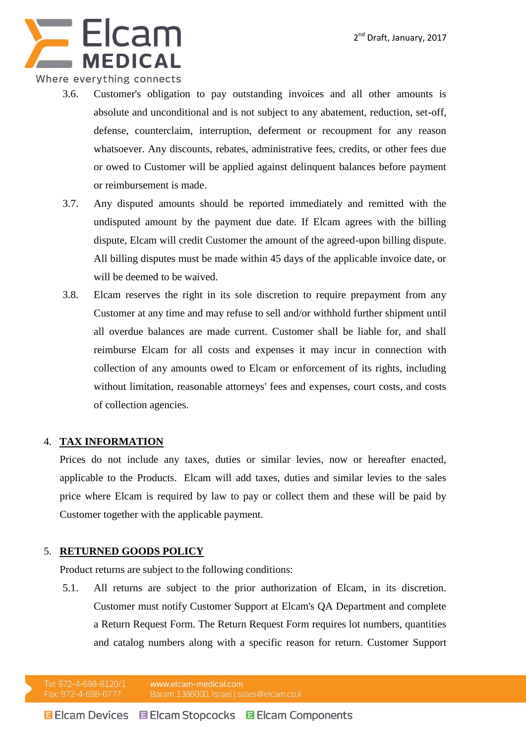3.6. Customer's obligation to pay outstanding invoices and all other amounts is absolute and unconditional and is not subject to any abatement, reduction, set-off, defense, counterclaim, interruption, deferment or recoupment for any reason whatsoever. Any discounts, rebates, administrative fees, credits, or other fees due or owed to Customer will be applied against delinquent balances before payment or reimbursement is made.

3.7. Any disputed amounts should be reported immediately and remitted with the undisputed amount by the payment due date. If Elcam agrees with the billing dispute, Elcam will credit Customer the amount of the agreed-upon billing dispute. All billing disputes must be made within 45 days of the applicable invoice date, or will be deemed to be waived.

3.8. Elcam reserves the right in its sole discretion to require prepayment from any Customer at any time and may refuse to sell and/or withhold further shipment until all overdue balances are made current. Customer shall be liable for, and shall reimburse Elcam for all costs and expenses it may incur in connection with collection of any amounts owed to Elcam or enforcement of its rights, including without limitation, reasonable attorneys' fees and expenses, court costs, and costs of collection agencies.

## 4. TAX INFORMATION

Prices do not include any taxes, duties or similar levies, now or hereafter enacted, applicable to the Products. Elcam will add taxes, duties and similar levies to the sales price where Elcam is required by law to pay or collect them and these will be paid by Customer together with the applicable payment.

## 5. RETURNED GOODS POLICY

Product returns are subject to the following conditions:

5.1. All returns are subject to the prior authorization of Elcam, in its discretion. Customer must notify Customer Support at Elcam's QA Department and complete a Return Request Form. The Return Request Form requires lot numbers, quantities and catalog numbers along with a specific reason for return. Customer Support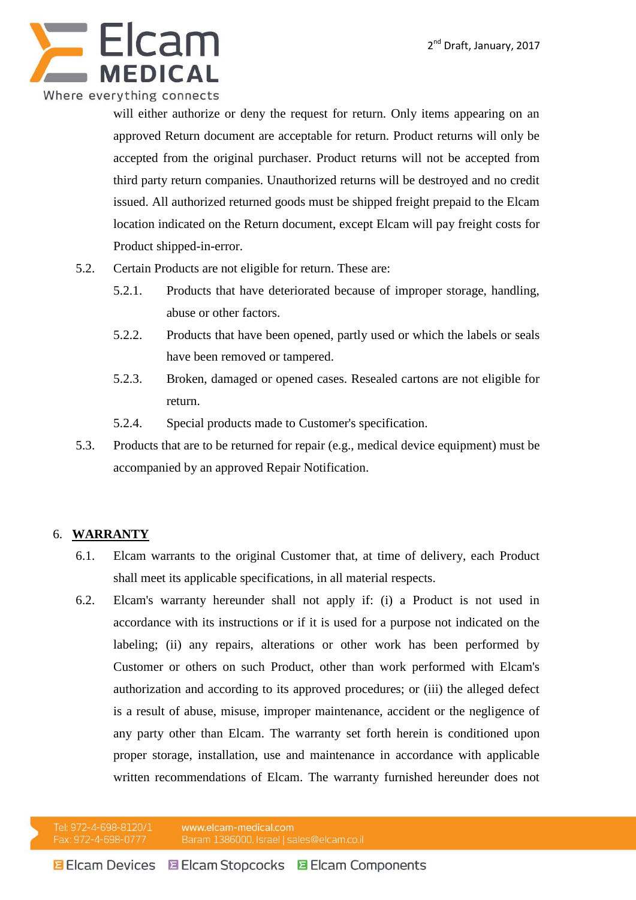will either authorize or deny the request for return. Only items appearing on an approved Return document are acceptable for return. Product returns will only be accepted from the original purchaser. Product returns will not be accepted from third party return companies. Unauthorized returns will be destroyed and no credit issued. All authorized returned goods must be shipped freight prepaid to the Elcam location indicated on the Return document, except Elcam will pay freight costs for Product shipped-in-error.

5.2. Certain Products are not eligible for return. These are:

5.2.1. Products that have deteriorated because of improper storage, handling, abuse or other factors.

5.2.2. Products that have been opened, partly used or which the labels or seals have been removed or tampered.

5.2.3. Broken, damaged or opened cases. Resealed cartons are not eligible for return.

5.2.4. Special products made to Customer's specification.

5.3. Products that are to be returned for repair (e.g., medical device equipment) must be accompanied by an approved Repair Notification.

## 6. WARRANTY

6.1. Elcam warrants to the original Customer that, at time of delivery, each Product shall meet its applicable specifications, in all material respects.

6.2. Elcam's warranty hereunder shall not apply if: (i) a Product is not used in accordance with its instructions or if it is used for a purpose not indicated on the labeling; (ii) any repairs, alterations or other work has been performed by Customer or others on such Product, other than work performed with Elcam's authorization and according to its approved procedures; or (iii) the alleged defect is a result of abuse, misuse, improper maintenance, accident or the negligence of any party other than Elcam. The warranty set forth herein is conditioned upon proper storage, installation, use and maintenance in accordance with applicable written recommendations of Elcam. The warranty furnished hereunder does not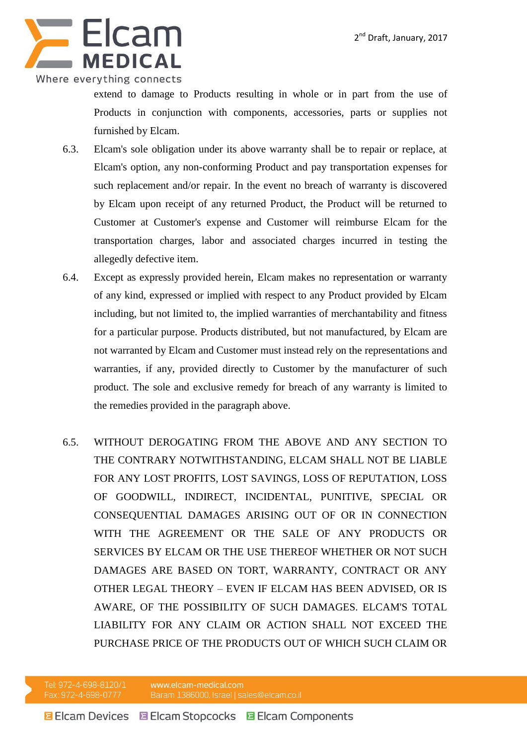extend to damage to Products resulting in whole or in part from the use of Products in conjunction with components, accessories, parts or supplies not furnished by Elcam.

6.3. Elcam's sole obligation under its above warranty shall be to repair or replace, at Elcam's option, any non-conforming Product and pay transportation expenses for such replacement and/or repair. In the event no breach of warranty is discovered by Elcam upon receipt of any returned Product, the Product will be returned to Customer at Customer's expense and Customer will reimburse Elcam for the transportation charges, labor and associated charges incurred in testing the allegedly defective item.

6.4. Except as expressly provided herein, Elcam makes no representation or warranty of any kind, expressed or implied with respect to any Product provided by Elcam including, but not limited to, the implied warranties of merchantability and fitness for a particular purpose. Products distributed, but not manufactured, by Elcam are not warranted by Elcam and Customer must instead rely on the representations and warranties, if any, provided directly to Customer by the manufacturer of such product. The sole and exclusive remedy for breach of any warranty is limited to the remedies provided in the paragraph above.

6.5. WITHOUT DEROGATING FROM THE ABOVE AND ANY SECTION TO THE CONTRARY NOTWITHSTANDING, ELCAM SHALL NOT BE LIABLE FOR ANY LOST PROFITS, LOST SAVINGS, LOSS OF REPUTATION, LOSS OF GOODWILL, INDIRECT, INCIDENTAL, PUNITIVE, SPECIAL OR CONSEQUENTIAL DAMAGES ARISING OUT OF OR IN CONNECTION WITH THE AGREEMENT OR THE SALE OF ANY PRODUCTS OR SERVICES BY ELCAM OR THE USE THEREOF WHETHER OR NOT SUCH DAMAGES ARE BASED ON TORT, WARRANTY, CONTRACT OR ANY OTHER LEGAL THEORY – EVEN IF ELCAM HAS BEEN ADVISED, OR IS AWARE, OF THE POSSIBILITY OF SUCH DAMAGES. ELCAM'S TOTAL LIABILITY FOR ANY CLAIM OR ACTION SHALL NOT EXCEED THE PURCHASE PRICE OF THE PRODUCTS OUT OF WHICH SUCH CLAIM OR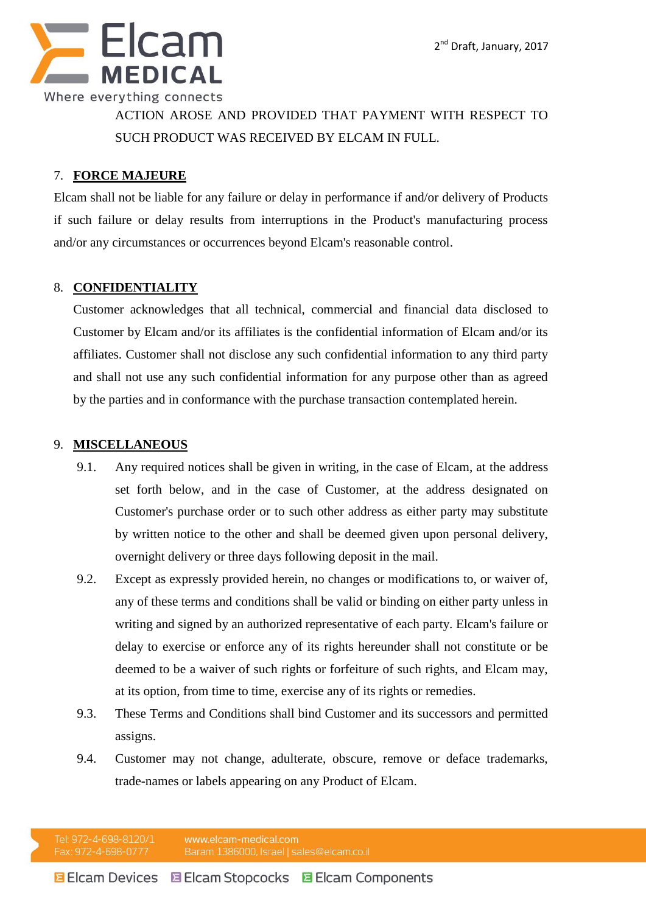ACTION AROSE AND PROVIDED THAT PAYMENT WITH RESPECT TO SUCH PRODUCT WAS RECEIVED BY ELCAM IN FULL.

7. **FORCE MAJEURE**

Elcam shall not be liable for any failure or delay in performance if and/or delivery of Products if such failure or delay results from interruptions in the Product's manufacturing process and/or any circumstances or occurrences beyond Elcam's reasonable control.

8. **CONFIDENTIALITY**

Customer acknowledges that all technical, commercial and financial data disclosed to Customer by Elcam and/or its affiliates is the confidential information of Elcam and/or its affiliates. Customer shall not disclose any such confidential information to any third party and shall not use any such confidential information for any purpose other than as agreed by the parties and in conformance with the purchase transaction contemplated herein.

9. **MISCELLANEOUS**

9.1. Any required notices shall be given in writing, in the case of Elcam, at the address set forth below, and in the case of Customer, at the address designated on Customer's purchase order or to such other address as either party may substitute by written notice to the other and shall be deemed given upon personal delivery, overnight delivery or three days following deposit in the mail.

9.2. Except as expressly provided herein, no changes or modifications to, or waiver of, any of these terms and conditions shall be valid or binding on either party unless in writing and signed by an authorized representative of each party. Elcam's failure or delay to exercise or enforce any of its rights hereunder shall not constitute or be deemed to be a waiver of such rights or forfeiture of such rights, and Elcam may, at its option, from time to time, exercise any of its rights or remedies.

9.3. These Terms and Conditions shall bind Customer and its successors and permitted assigns.

9.4. Customer may not change, adulterate, obscure, remove or deface trademarks, trade-names or labels appearing on any Product of Elcam.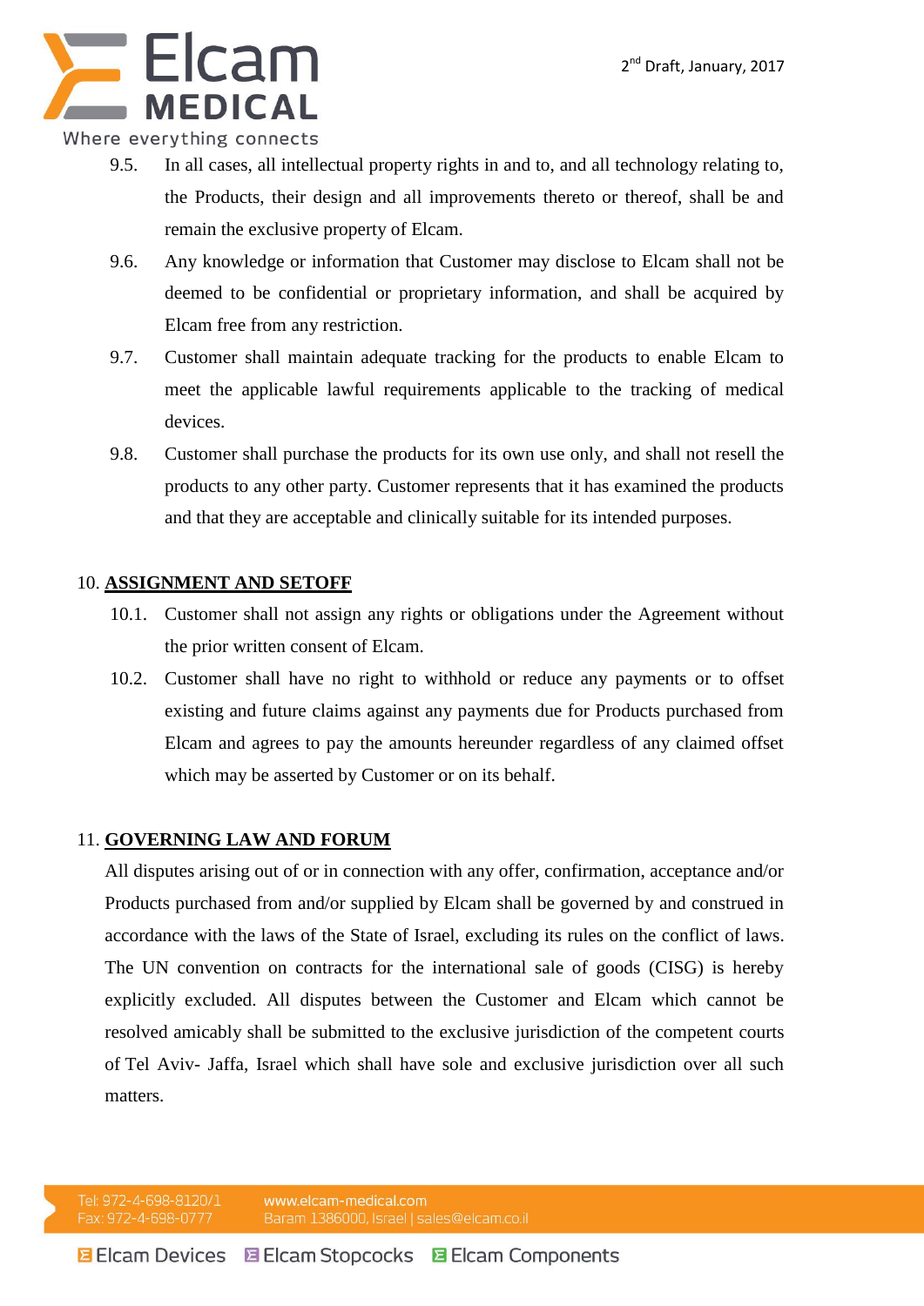9.5. In all cases, all intellectual property rights in and to, and all technology relating to, the Products, their design and all improvements thereto or thereof, shall be and remain the exclusive property of Elcam.

9.6. Any knowledge or information that Customer may disclose to Elcam shall not be deemed to be confidential or proprietary information, and shall be acquired by Elcam free from any restriction.

9.7. Customer shall maintain adequate tracking for the products to enable Elcam to meet the applicable lawful requirements applicable to the tracking of medical devices.

9.8. Customer shall purchase the products for its own use only, and shall not resell the products to any other party. Customer represents that it has examined the products and that they are acceptable and clinically suitable for its intended purposes.

## 10. ASSIGNMENT AND SETOFF

10.1. Customer shall not assign any rights or obligations under the Agreement without the prior written consent of Elcam.

10.2. Customer shall have no right to withhold or reduce any payments or to offset existing and future claims against any payments due for Products purchased from Elcam and agrees to pay the amounts hereunder regardless of any claimed offset which may be asserted by Customer or on its behalf.

## 11. GOVERNING LAW AND FORUM

All disputes arising out of or in connection with any offer, confirmation, acceptance and/or Products purchased from and/or supplied by Elcam shall be governed by and construed in accordance with the laws of the State of Israel, excluding its rules on the conflict of laws. The UN convention on contracts for the international sale of goods (CISG) is hereby explicitly excluded. All disputes between the Customer and Elcam which cannot be resolved amicably shall be submitted to the exclusive jurisdiction of the competent courts of Tel Aviv- Jaffa, Israel which shall have sole and exclusive jurisdiction over all such matters.